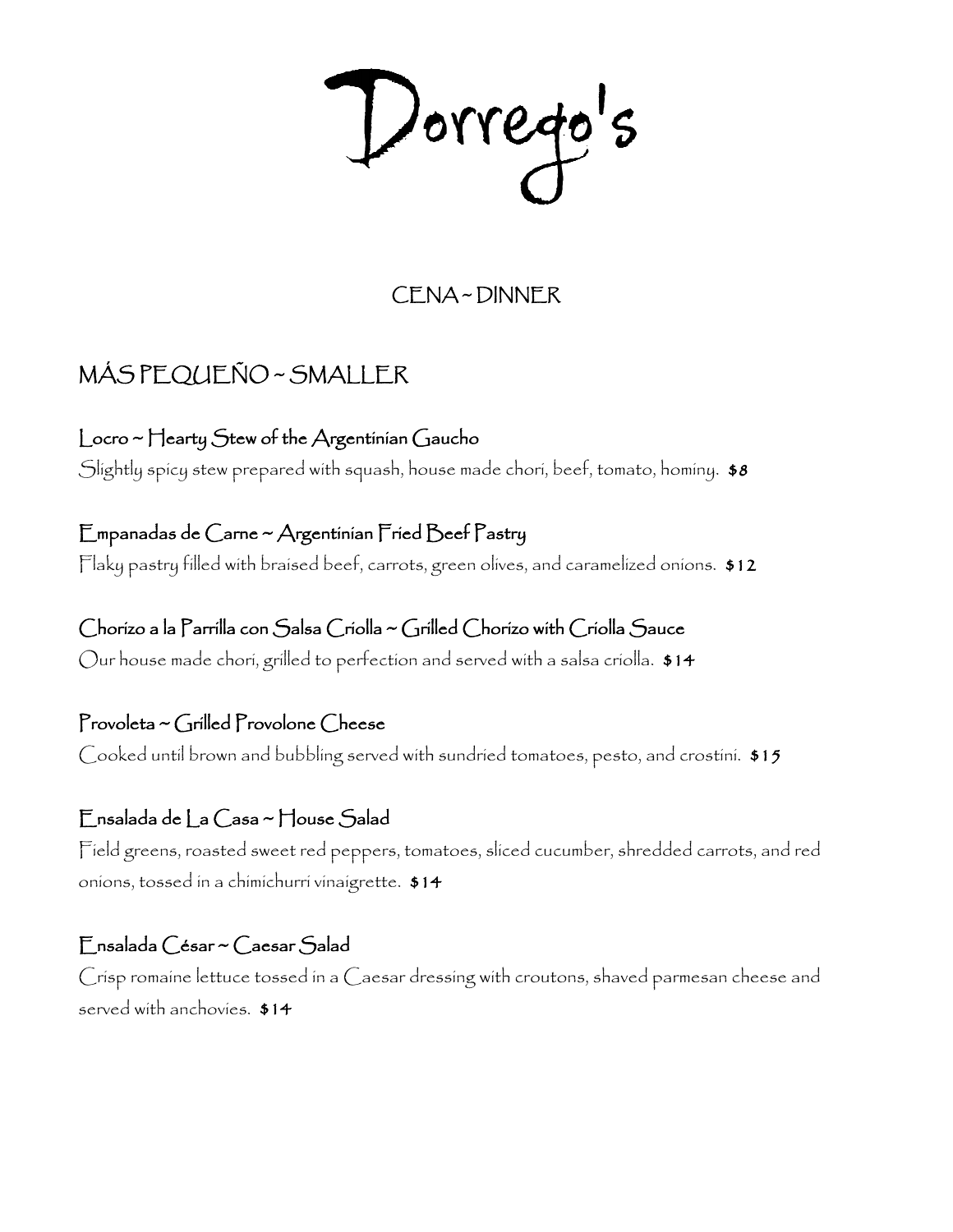# Dorrego's

## CENA ~ DINNER

## MÁS PEQUEÑO ~ SMALLER

### Locro ~ Hearty Stew of the Argentinian Gaucho

Slightly spicy stew prepared with squash, house made chori, beef, tomato, hominy. **$8**

### Empanadas de Carne ~ Argentinian Fried Beef Pastry

Flaky pastry filled with braised beef, carrots, green olives, and caramelized onions. **$12**

### Chorizo a la Parrilla con Salsa Criolla ~ Grilled Chorizo with Criolla Sauce

Our house made chori, grilled to perfection and served with a salsa criolla. **$14**

### Provoleta ~ Grilled Provolone Cheese

Cooked until brown and bubbling served with sundried tomatoes, pesto, and crostini. **$15**

### Ensalada de La Casa ~ House Salad

Field greens, roasted sweet red peppers, tomatoes, sliced cucumber, shredded carrots, and red onions, tossed in a chimichurri vinaigrette. **$14**

### Ensalada César ~ Caesar Salad

Crisp romaine lettuce tossed in a Caesar dressing with croutons, shaved parmesan cheese and served with anchovies. **$14**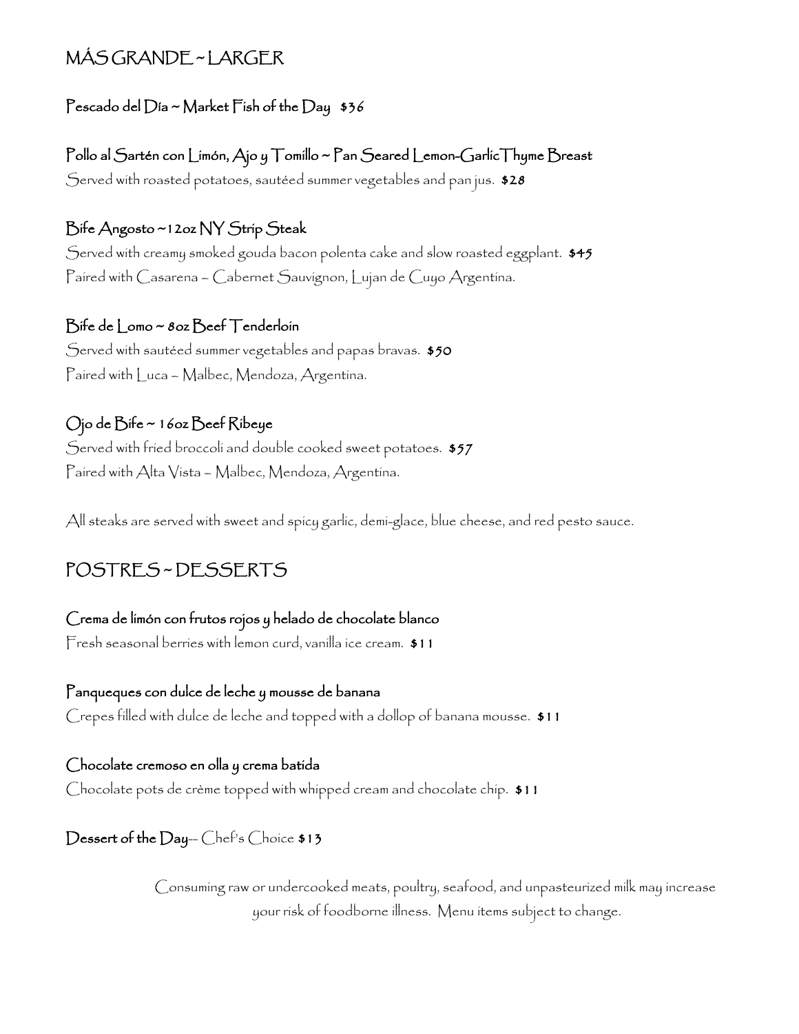## MÁS GRANDE ~ LARGER

### Pescado del Día ~ Market Fish of the Day **$36**

### Pollo al Sartén con Limón, Ajo y Tomillo ~ Pan Seared Lemon-Garlic Thyme Breast

Served with roasted potatoes, sautéed summer vegetables and pan jus. **$28**

### Bife Angosto ~ 12oz NY Strip Steak

Served with creamy smoked gouda bacon polenta cake and slow roasted eggplant. **$45**
Paired with Casarena – Cabernet Sauvignon, Lujan de Cuyo Argentina.

### Bife de Lomo ~ 8oz Beef Tenderloin

Served with sautéed summer vegetables and papas bravas. **$50**
Paired with Luca – Malbec, Mendoza, Argentina.

### Ojo de Bife ~ 16oz Beef Ribeye

Served with fried broccoli and double cooked sweet potatoes. **$57**
Paired with Alta Vista – Malbec, Mendoza, Argentina.

All steaks are served with sweet and spicy garlic, demi-glace, blue cheese, and red pesto sauce.

## POSTRES ~ DESSERTS

### Crema de limón con frutos rojos y helado de chocolate blanco

Fresh seasonal berries with lemon curd, vanilla ice cream. **$11**

### Panqueques con dulce de leche y mousse de banana

Crepes filled with dulce de leche and topped with a dollop of banana mousse. **$11**

### Chocolate cremoso en olla y crema batida

Chocolate pots de crème topped with whipped cream and chocolate chip. **$11**

### Dessert of the Day-- Chef's Choice **$13**

Consuming raw or undercooked meats, poultry, seafood, and unpasteurized milk may increase your risk of foodborne illness. Menu items subject to change.